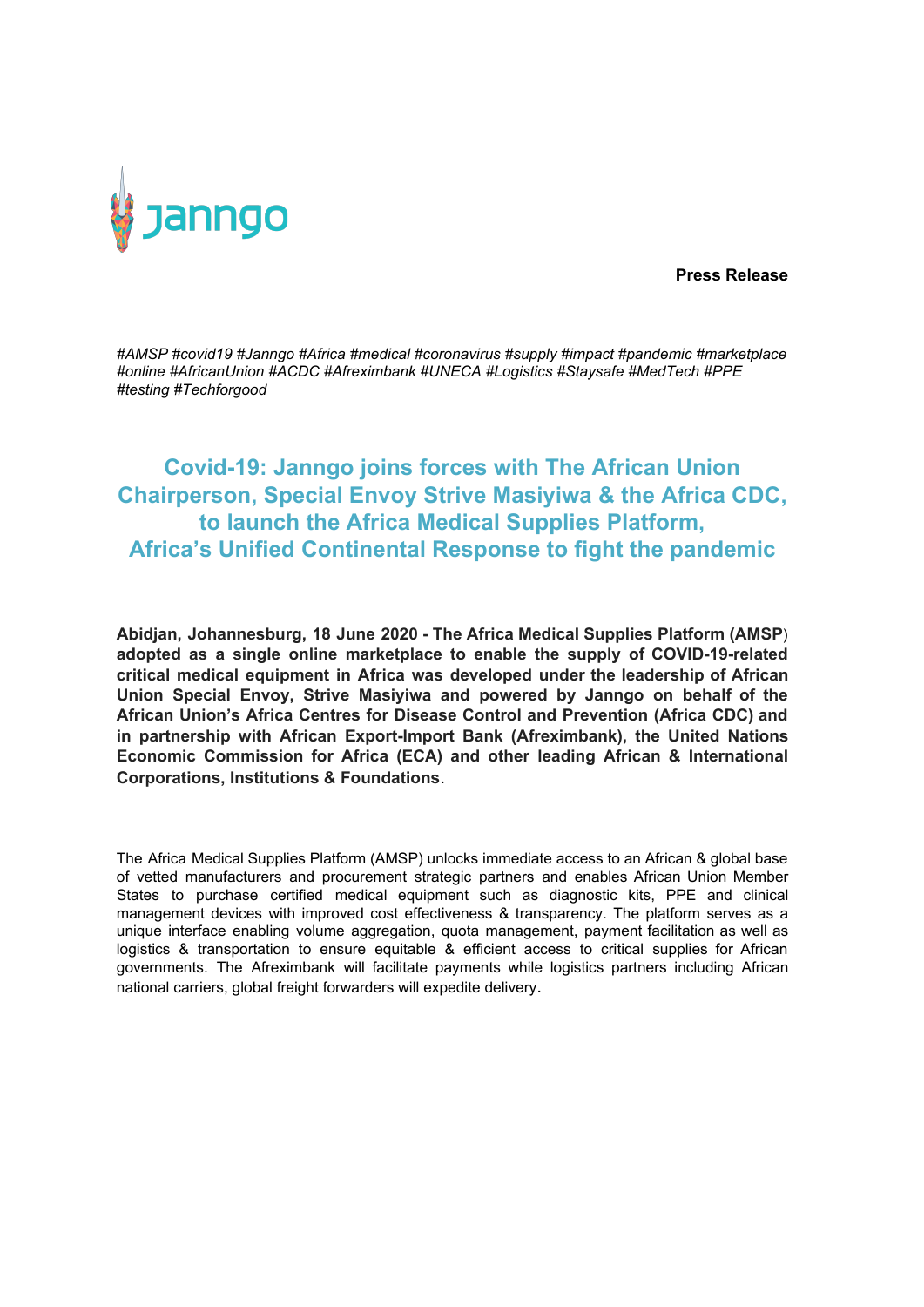janngo

**Press Release**

*#AMSP #covid19 #Janngo #Africa #medical #coronavirus #supply #impact #pandemic #marketplace #online #AfricanUnion #ACDC #Afreximbank #UNECA #Logistics #Staysafe #MedTech #PPE #testing #Techforgood*

# Covid-19: Janngo joins forces with The African Union Chairperson, Special Envoy Strive Masiyiwa & the Africa CDC, to launch the Africa Medical Supplies Platform, Africa's Unified Continental Response to fight the pandemic

**Abidjan, Johannesburg, 18 June 2020 - The Africa Medical Supplies Platform (AMSP) adopted as a single online marketplace to enable the supply of COVID-19-related critical medical equipment in Africa was developed under the leadership of African Union Special Envoy, Strive Masiyiwa and powered by Janngo on behalf of the African Union's Africa Centres for Disease Control and Prevention (Africa CDC) and in partnership with African Export-Import Bank (Afreximbank), the United Nations Economic Commission for Africa (ECA) and other leading African & International Corporations, Institutions & Foundations.**

The Africa Medical Supplies Platform (AMSP) unlocks immediate access to an African & global base of vetted manufacturers and procurement strategic partners and enables African Union Member States to purchase certified medical equipment such as diagnostic kits, PPE and clinical management devices with improved cost effectiveness & transparency. The platform serves as a unique interface enabling volume aggregation, quota management, payment facilitation as well as logistics & transportation to ensure equitable & efficient access to critical supplies for African governments. The Afreximbank will facilitate payments while logistics partners including African national carriers, global freight forwarders will expedite delivery.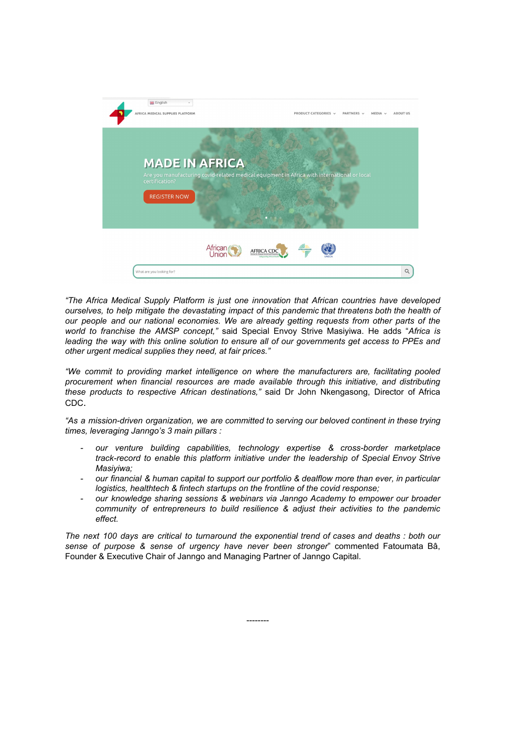*"The Africa Medical Supply Platform is just one innovation that African countries have developed ourselves, to help mitigate the devastating impact of this pandemic that threatens both the health of our people and our national economies. We are already getting requests from other parts of the world to franchise the AMSP concept,"* said Special Envoy Strive Masiyiwa. He adds "*Africa is leading the way with this online solution to ensure all of our governments get access to PPEs and other urgent medical supplies they need, at fair prices."*

*"We commit to providing market intelligence on where the manufacturers are, facilitating pooled procurement when financial resources are made available through this initiative, and distributing these products to respective African destinations,"* said Dr John Nkengasong, Director of Africa CDC.

*"As a mission-driven organization, we are committed to serving our beloved continent in these trying times, leveraging Janngo's 3 main pillars :*

- *our venture building capabilities, technology expertise & cross-border marketplace track-record to enable this platform initiative under the leadership of Special Envoy Strive Masiyiwa;*
- *our financial & human capital to support our portfolio & dealflow more than ever, in particular logistics, healthtech & fintech startups on the frontline of the covid response;*
- *our knowledge sharing sessions & webinars via Janngo Academy to empower our broader community of entrepreneurs to build resilience & adjust their activities to the pandemic effect.*

*The next 100 days are critical to turnaround the exponential trend of cases and deaths : both our sense of purpose & sense of urgency have never been stronger*" commented Fatoumata Bâ, Founder & Executive Chair of Janngo and Managing Partner of Janngo Capital.

--------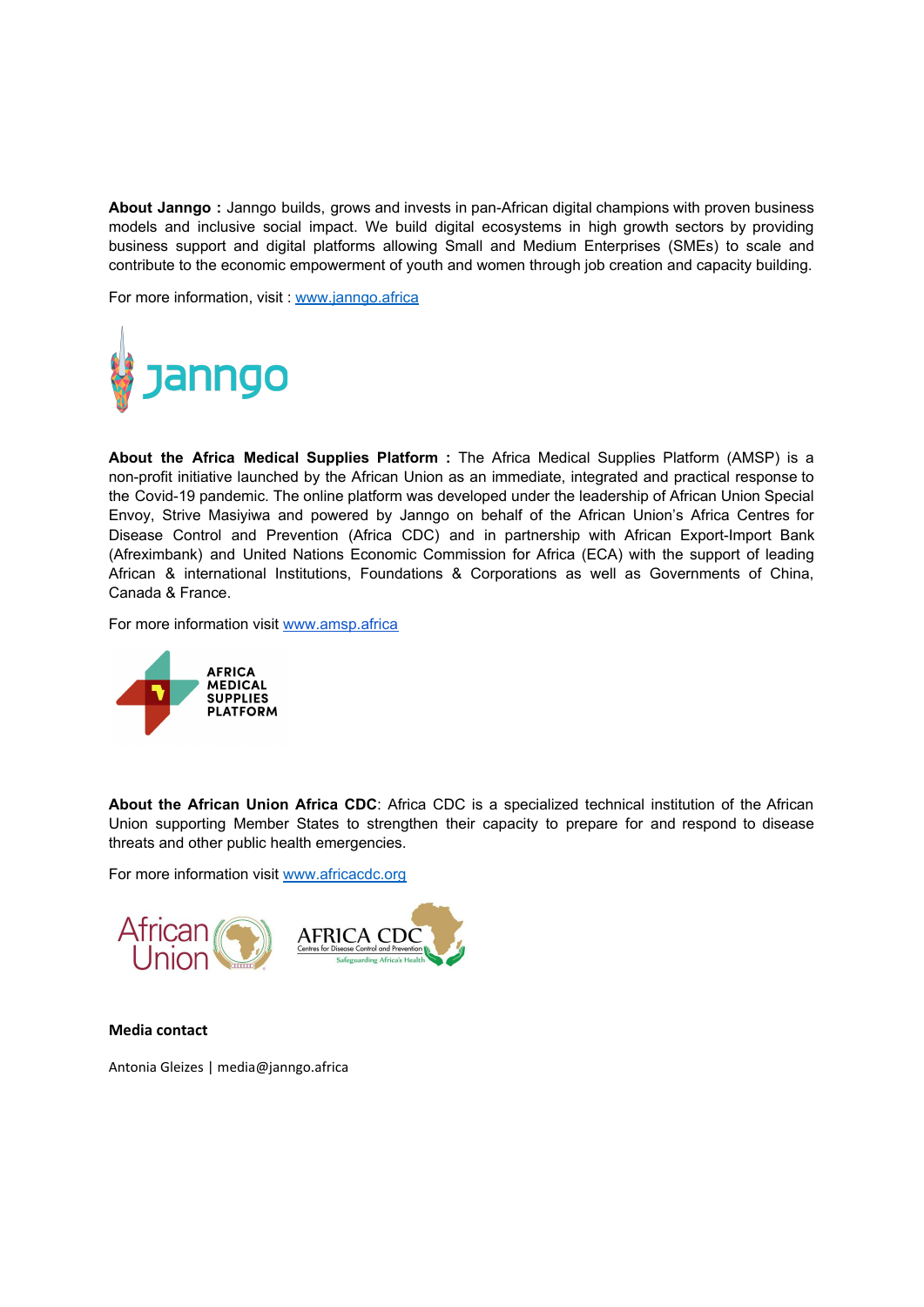**About Janngo :** Janngo builds, grows and invests in pan-African digital champions with proven business models and inclusive social impact. We build digital ecosystems in high growth sectors by providing business support and digital platforms allowing Small and Medium Enterprises (SMEs) to scale and contribute to the economic empowerment of youth and women through job creation and capacity building.

For more information, visit : www.janngo.africa

**About the Africa Medical Supplies Platform :** The Africa Medical Supplies Platform (AMSP) is a non-profit initiative launched by the African Union as an immediate, integrated and practical response to the Covid-19 pandemic. The online platform was developed under the leadership of African Union Special Envoy, Strive Masiyiwa and powered by Janngo on behalf of the African Union's Africa Centres for Disease Control and Prevention (Africa CDC) and in partnership with African Export-Import Bank (Afreximbank) and United Nations Economic Commission for Africa (ECA) with the support of leading African & international Institutions, Foundations & Corporations as well as Governments of China, Canada & France.

For more information visit www.amsp.africa

**About the African Union Africa CDC**: Africa CDC is a specialized technical institution of the African Union supporting Member States to strengthen their capacity to prepare for and respond to disease threats and other public health emergencies.

For more information visit www.africacdc.org

**Media contact**

Antonia Gleizes | media@janngo.africa